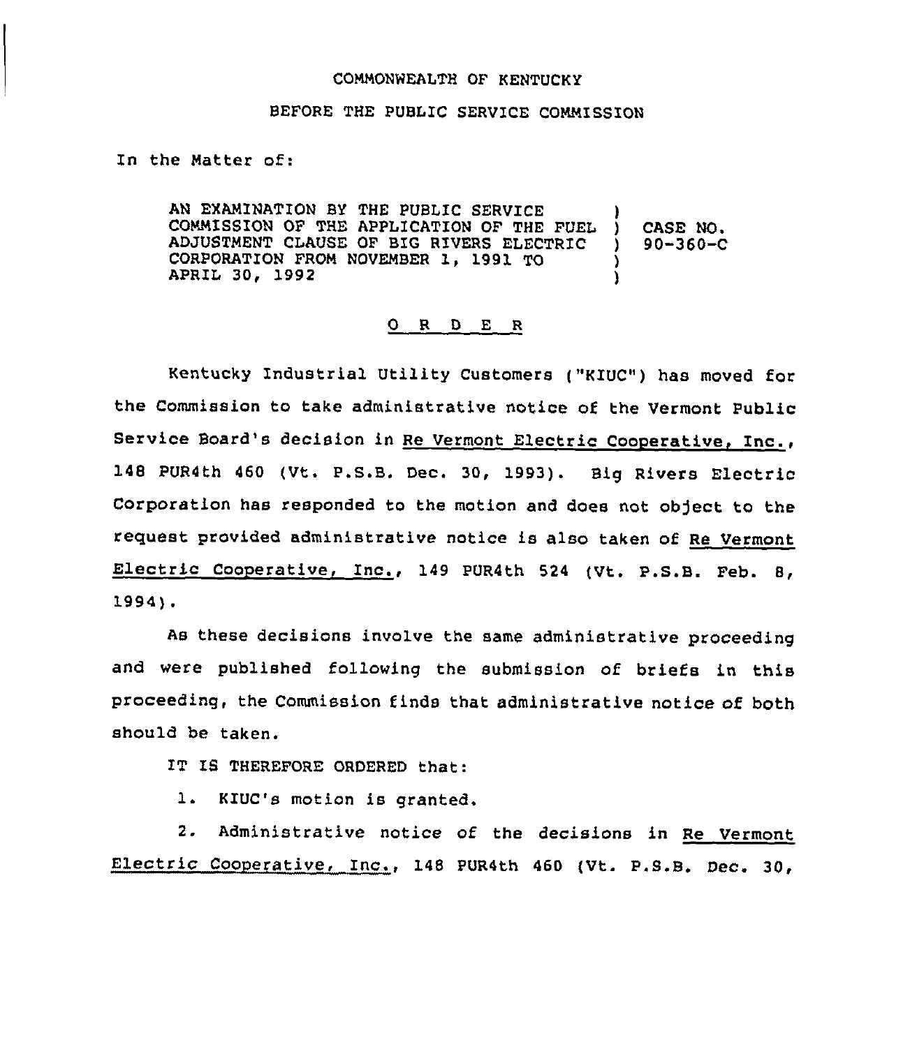COMMONWEALTH OF KENTUCKY

BEFORE THE PUBLIC SERVICE COMMISSION

In the Matter of:

| | | |
|---|---|---|
| AN EXAMINATION BY THE PUBLIC SERVICE COMMISSION OF THE APPLICATION OF THE FUEL ADJUSTMENT CLAUSE OF BIG RIVERS ELECTRIC CORPORATION FROM NOVEMBER 1, 1991 TO APRIL 30, 1992 | ) | CASE NO. 90-360-C |

## O R D E R

Kentucky Industrial Utility Customers ("KIUC") has moved for the Commission to take administrative notice of the Vermont Public Service Board's decision in Re Vermont Electric Cooperative, Inc., 148 PUR4th 460 (Vt. P.S.B. Dec. 30, 1993). Big Rivers Electric Corporation has responded to the motion and does not object to the request provided administrative notice is also taken of Re Vermont Electric Cooperative, Inc., 149 PUR4th 524 (Vt. P.S.B. Feb. 8, 1994).

As these decisions involve the same administrative proceeding and were published following the submission of briefs in this proceeding, the Commission finds that administrative notice of both should be taken.

IT IS THEREFORE ORDERED that:

1. KIUC's motion is granted.

2. Administrative notice of the decisions in Re Vermont Electric Cooperative, Inc., 148 PUR4th 460 (Vt. P.S.B. Dec. 30,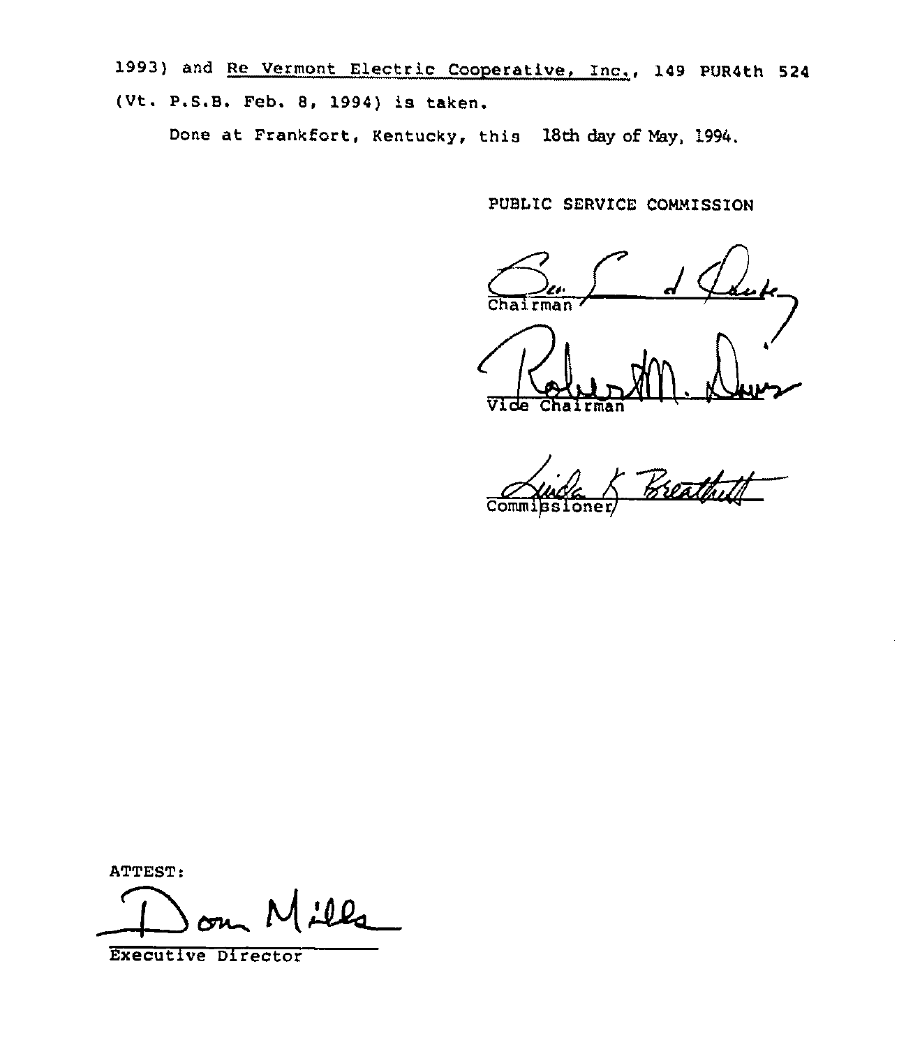1993) and Re Vermont Electric Cooperative, Inc., 149 PUR4th 524 (Vt. P.S.B. Feb. 8, 1994) is taken.

Done at Frankfort, Kentucky, this 18th day of May, 1994.

PUBLIC SERVICE COMMISSION

Chairman

Vice Chairman

Commissioner

ATTEST:

Executive Director